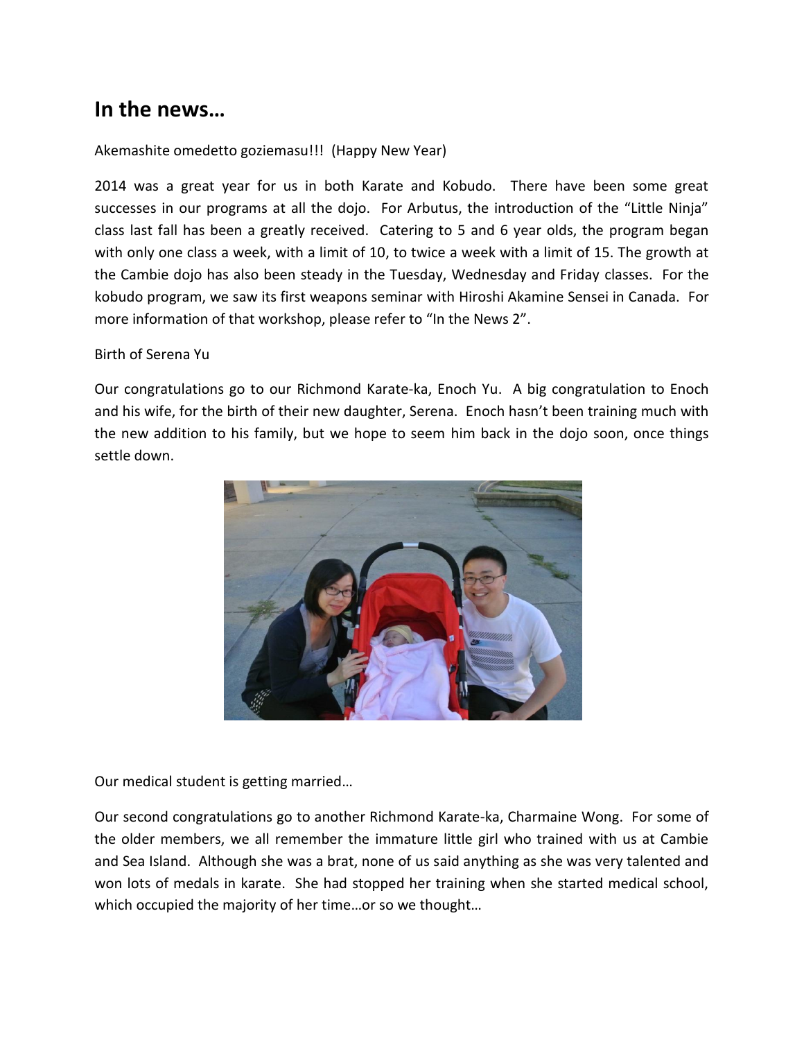# In the news…

Akemashite omedetto goziemasu!!! (Happy New Year)

2014 was a great year for us in both Karate and Kobudo. There have been some great successes in our programs at all the dojo. For Arbutus, the introduction of the "Little Ninja" class last fall has been a greatly received. Catering to 5 and 6 year olds, the program began with only one class a week, with a limit of 10, to twice a week with a limit of 15. The growth at the Cambie dojo has also been steady in the Tuesday, Wednesday and Friday classes. For the kobudo program, we saw its first weapons seminar with Hiroshi Akamine Sensei in Canada. For more information of that workshop, please refer to "In the News 2".

Birth of Serena Yu

Our congratulations go to our Richmond Karate-ka, Enoch Yu. A big congratulation to Enoch and his wife, for the birth of their new daughter, Serena. Enoch hasn't been training much with the new addition to his family, but we hope to seem him back in the dojo soon, once things settle down.

Our medical student is getting married…

Our second congratulations go to another Richmond Karate-ka, Charmaine Wong. For some of the older members, we all remember the immature little girl who trained with us at Cambie and Sea Island. Although she was a brat, none of us said anything as she was very talented and won lots of medals in karate. She had stopped her training when she started medical school, which occupied the majority of her time…or so we thought…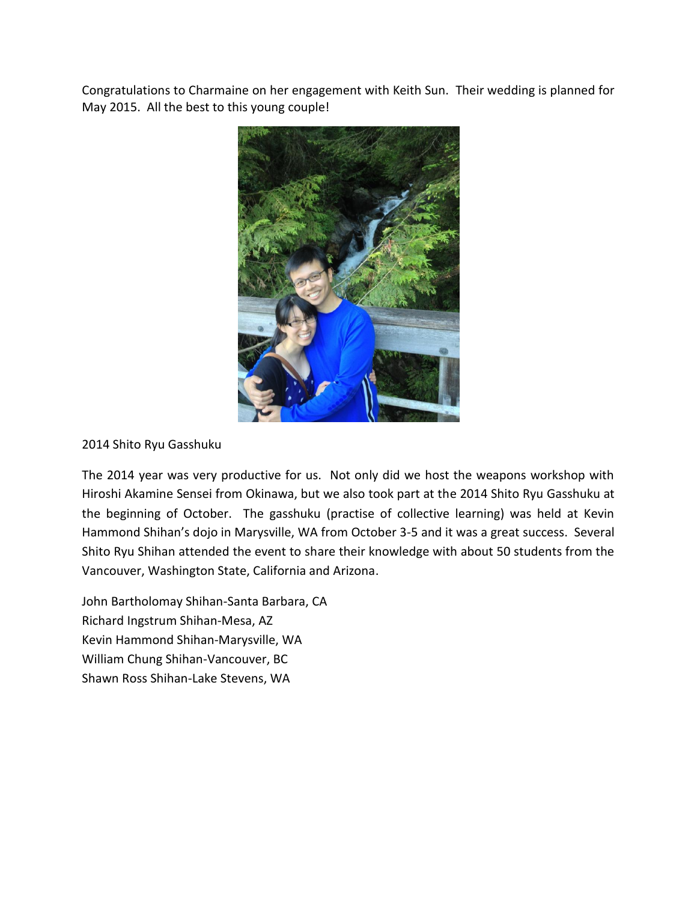Congratulations to Charmaine on her engagement with Keith Sun. Their wedding is planned for May 2015. All the best to this young couple!

2014 Shito Ryu Gasshuku

The 2014 year was very productive for us. Not only did we host the weapons workshop with Hiroshi Akamine Sensei from Okinawa, but we also took part at the 2014 Shito Ryu Gasshuku at the beginning of October. The gasshuku (practise of collective learning) was held at Kevin Hammond Shihan's dojo in Marysville, WA from October 3-5 and it was a great success. Several Shito Ryu Shihan attended the event to share their knowledge with about 50 students from the Vancouver, Washington State, California and Arizona.

John Bartholomay Shihan-Santa Barbara, CA
Richard Ingstrum Shihan-Mesa, AZ
Kevin Hammond Shihan-Marysville, WA
William Chung Shihan-Vancouver, BC
Shawn Ross Shihan-Lake Stevens, WA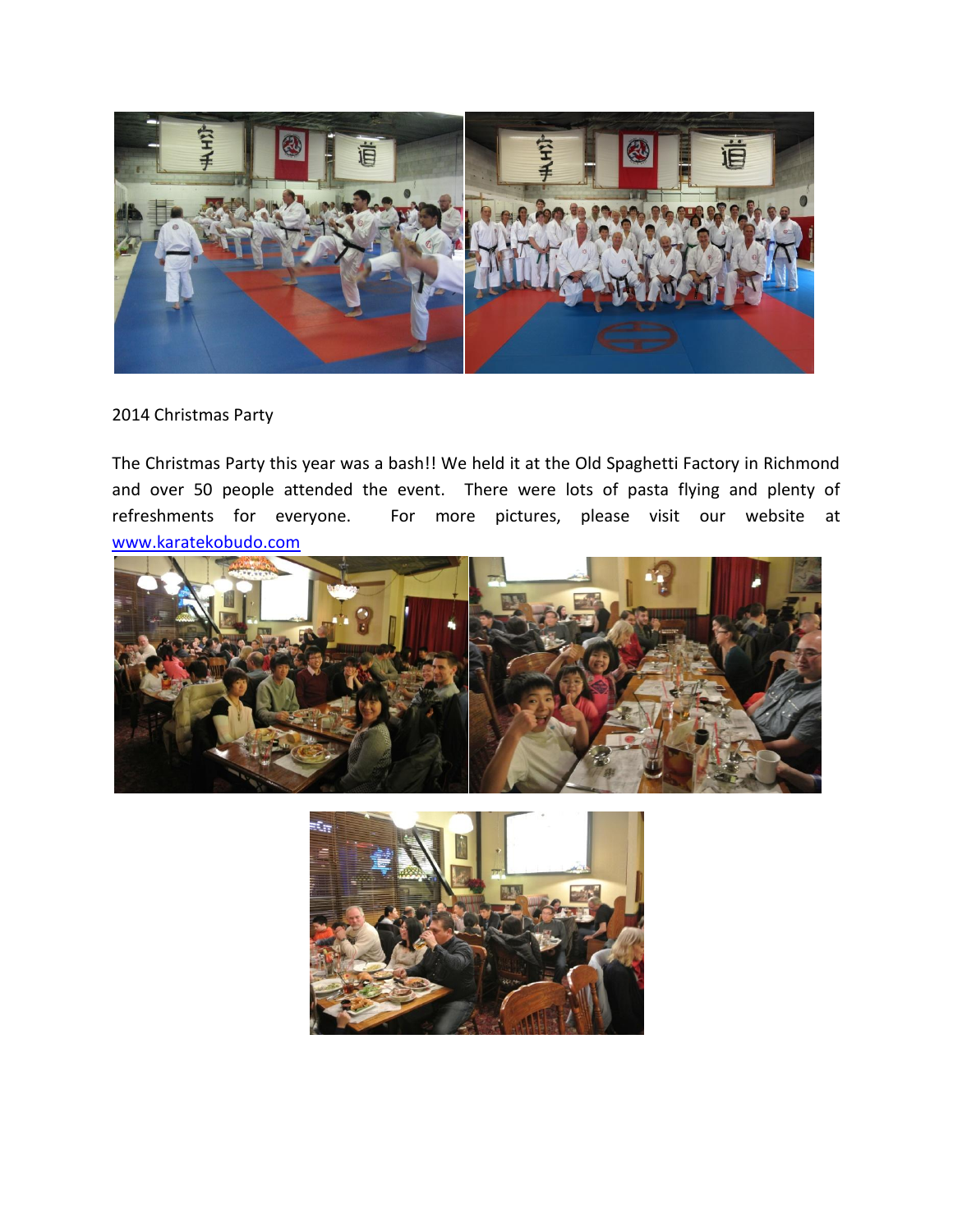2014 Christmas Party

The Christmas Party this year was a bash!! We held it at the Old Spaghetti Factory in Richmond and over 50 people attended the event. There were lots of pasta flying and plenty of refreshments for everyone. For more pictures, please visit our website at [www.karatekobudo.com](http://www.karatekobudo.com)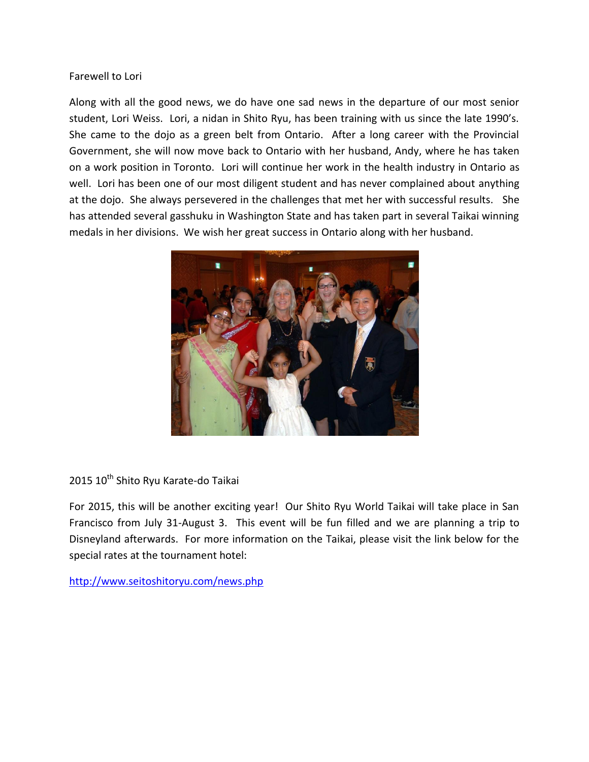## Farewell to Lori

Along with all the good news, we do have one sad news in the departure of our most senior student, Lori Weiss. Lori, a nidan in Shito Ryu, has been training with us since the late 1990's. She came to the dojo as a green belt from Ontario. After a long career with the Provincial Government, she will now move back to Ontario with her husband, Andy, where he has taken on a work position in Toronto. Lori will continue her work in the health industry in Ontario as well. Lori has been one of our most diligent student and has never complained about anything at the dojo. She always persevered in the challenges that met her with successful results. She has attended several gasshuku in Washington State and has taken part in several Taikai winning medals in her divisions. We wish her great success in Ontario along with her husband.

## 2015 10th Shito Ryu Karate-do Taikai

For 2015, this will be another exciting year! Our Shito Ryu World Taikai will take place in San Francisco from July 31-August 3. This event will be fun filled and we are planning a trip to Disneyland afterwards. For more information on the Taikai, please visit the link below for the special rates at the tournament hotel:

http://www.seitoshitoryu.com/news.php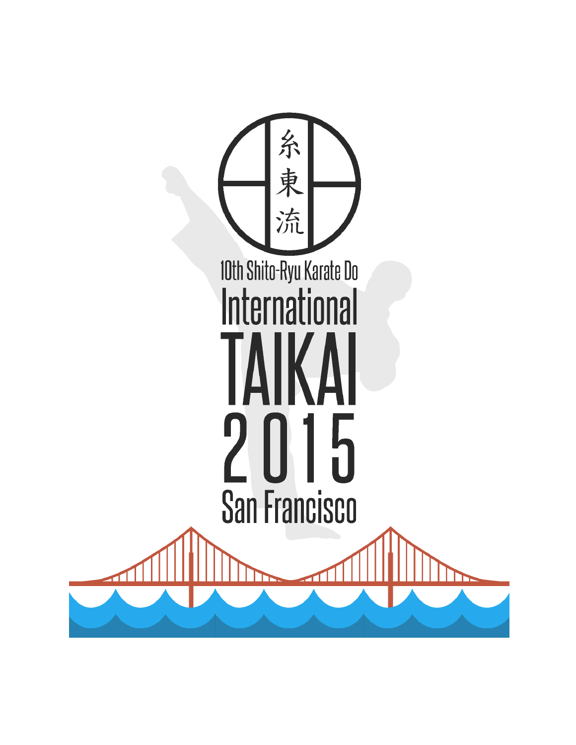糸
東
流

10th Shito-Ryu Karate Do

International

# TAIKAI

# 2015

San Francisco